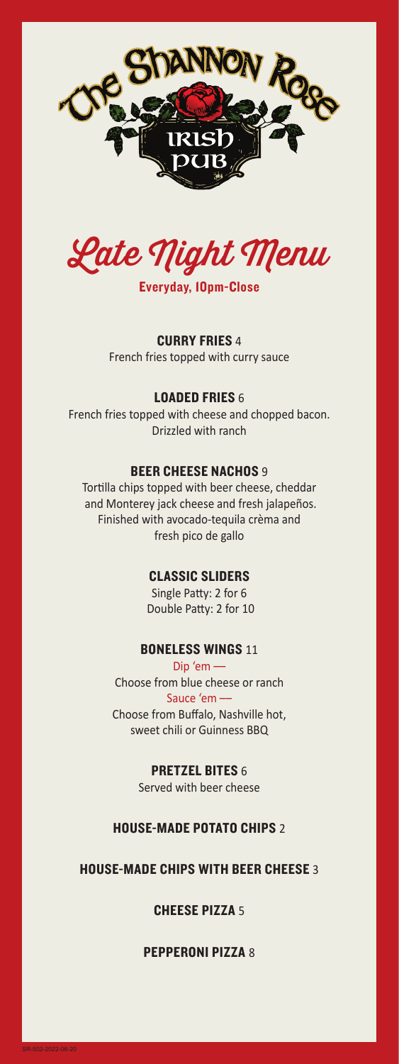# The Shannon Rose Irish Pub

## Late Night Menu

**Everyday, 10pm-Close**

### CURRY FRIES 4
French fries topped with curry sauce

### LOADED FRIES 6
French fries topped with cheese and chopped bacon. Drizzled with ranch

### BEER CHEESE NACHOS 9
Tortilla chips topped with beer cheese, cheddar and Monterey jack cheese and fresh jalapeños. Finished with avocado-tequila crèma and fresh pico de gallo

### CLASSIC SLIDERS
Single Patty: 2 for 6
Double Patty: 2 for 10

### BONELESS WINGS 11
Dip 'em —
Choose from blue cheese or ranch
Sauce 'em —
Choose from Buffalo, Nashville hot, sweet chili or Guinness BBQ

### PRETZEL BITES 6
Served with beer cheese

### HOUSE-MADE POTATO CHIPS 2

### HOUSE-MADE CHIPS WITH BEER CHEESE 3

### CHEESE PIZZA 5

### PEPPERONI PIZZA 8

SR-502-2022-06-20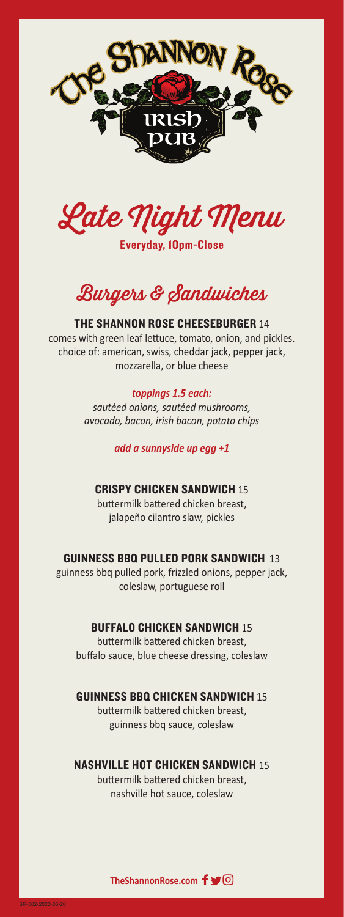# The Shannon Rose Irish Pub

# Late Night Menu

**Everyday, 10pm-Close**

## Burgers & Sandwiches

### THE SHANNON ROSE CHEESEBURGER 14

comes with green leaf lettuce, tomato, onion, and pickles. choice of: american, swiss, cheddar jack, pepper jack, mozzarella, or blue cheese

***toppings 1.5 each:***

*sautéed onions, sautéed mushrooms, avocado, bacon, irish bacon, potato chips*

***add a sunnyside up egg +1***

### CRISPY CHICKEN SANDWICH 15

buttermilk battered chicken breast, jalapeño cilantro slaw, pickles

### GUINNESS BBQ PULLED PORK SANDWICH 13

guinness bbq pulled pork, frizzled onions, pepper jack, coleslaw, portuguese roll

### BUFFALO CHICKEN SANDWICH 15

buttermilk battered chicken breast, buffalo sauce, blue cheese dressing, coleslaw

### GUINNESS BBQ CHICKEN SANDWICH 15

buttermilk battered chicken breast, guinness bbq sauce, coleslaw

### NASHVILLE HOT CHICKEN SANDWICH 15

buttermilk battered chicken breast, nashville hot sauce, coleslaw

**TheShannonRose.com**

SR-502-2022-06-20